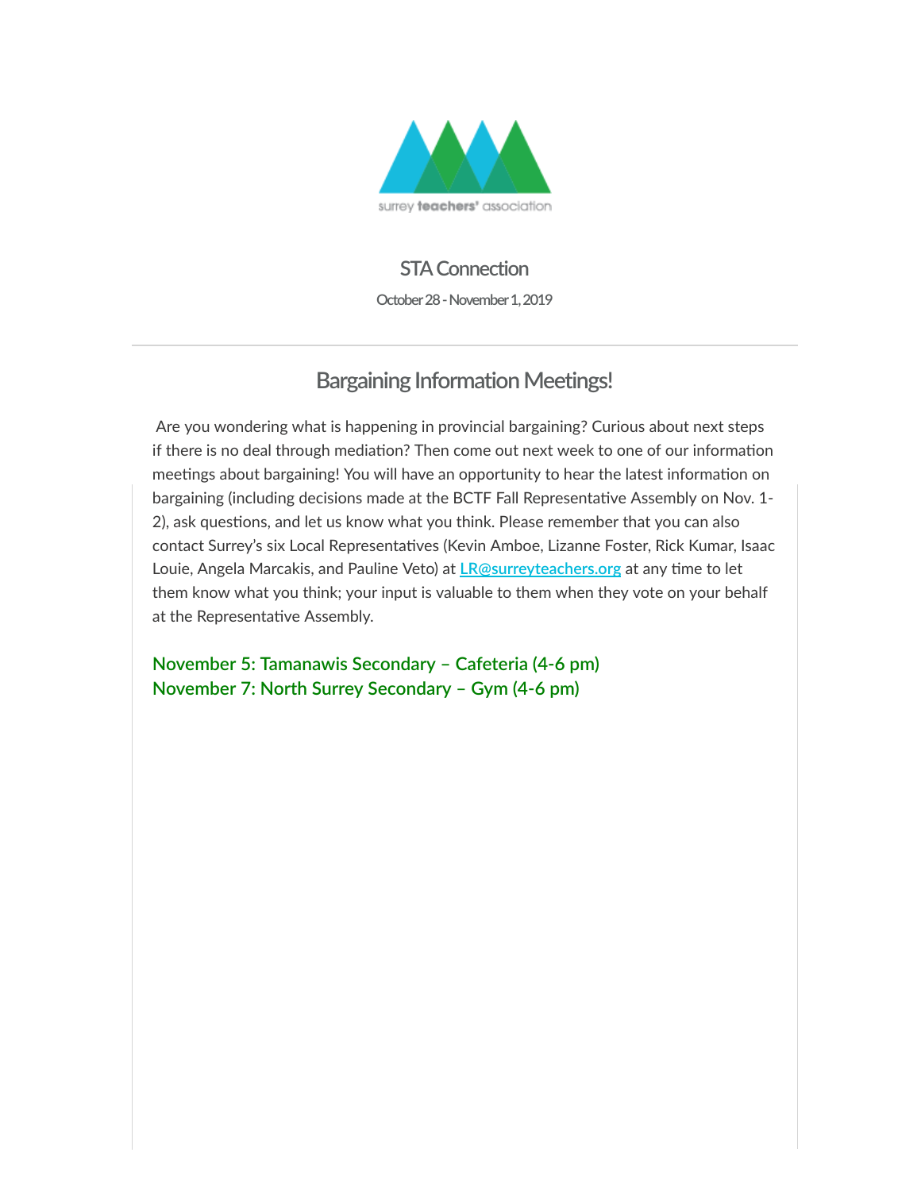surrey teachers' association

# STA Connection

October 28 - November 1, 2019

## Bargaining Information Meetings!

Are you wondering what is happening in provincial bargaining? Curious about next steps if there is no deal through mediation? Then come out next week to one of our information meetings about bargaining! You will have an opportunity to hear the latest information on bargaining (including decisions made at the BCTF Fall Representative Assembly on Nov. 1-2), ask questions, and let us know what you think. Please remember that you can also contact Surrey's six Local Representatives (Kevin Amboe, Lizanne Foster, Rick Kumar, Isaac Louie, Angela Marcakis, and Pauline Veto) at LR@surreyteachers.org at any time to let them know what you think; your input is valuable to them when they vote on your behalf at the Representative Assembly.

November 5: Tamanawis Secondary – Cafeteria (4-6 pm)
November 7: North Surrey Secondary – Gym (4-6 pm)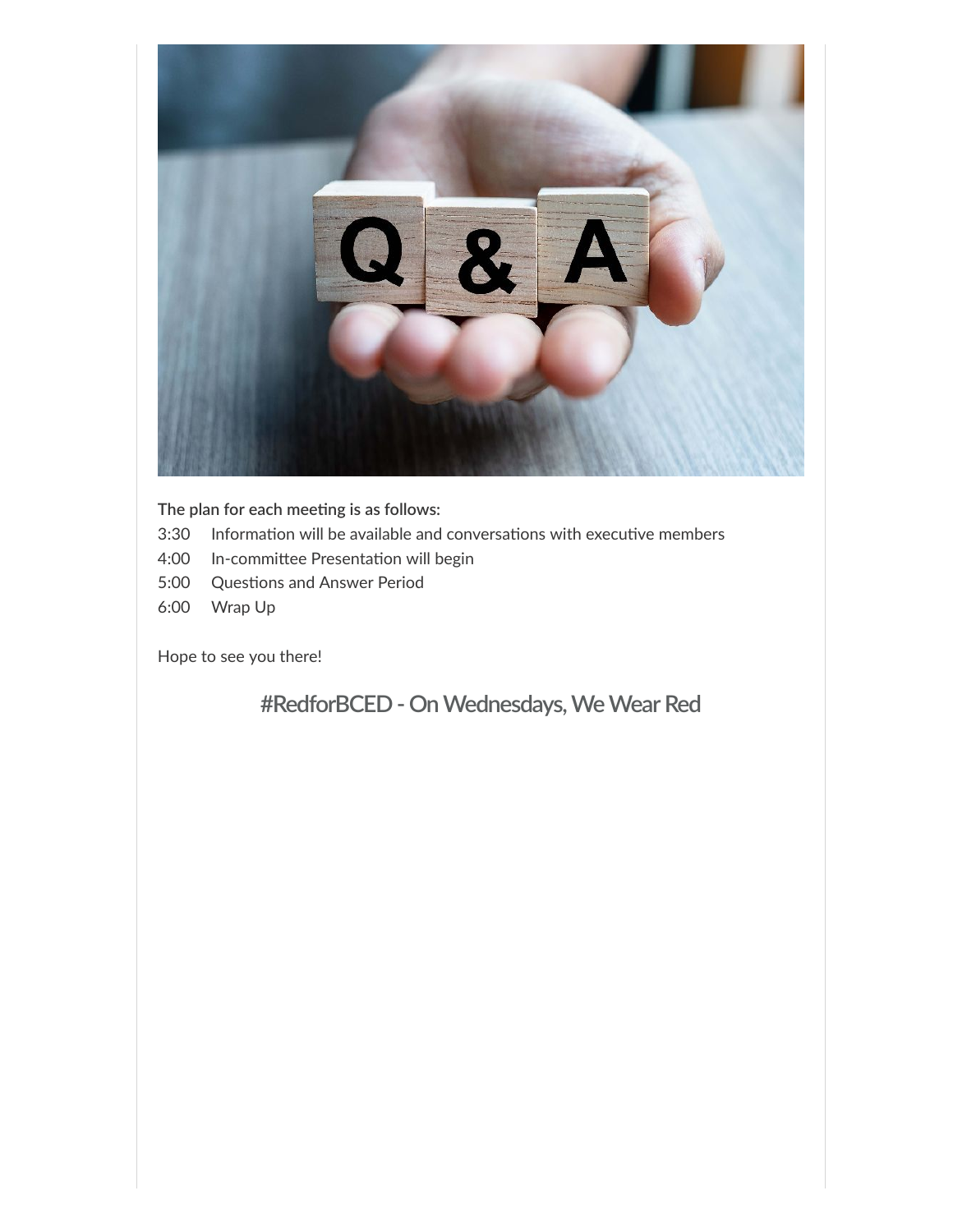**The plan for each meeting is as follows:**

3:30 Information will be available and conversations with executive members
4:00 In-committee Presentation will begin
5:00 Questions and Answer Period
6:00 Wrap Up

Hope to see you there!

## #RedforBCED - On Wednesdays, We Wear Red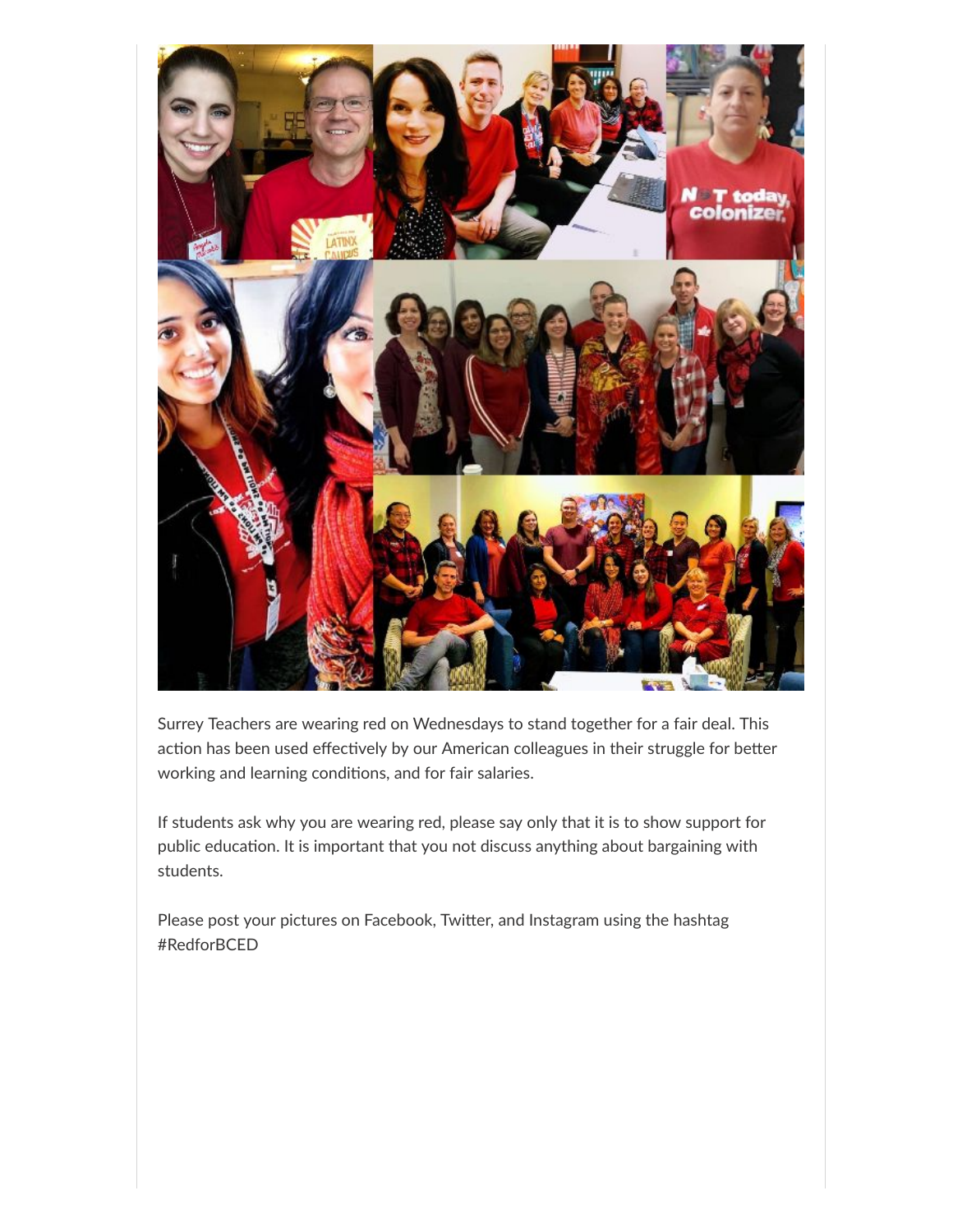Surrey Teachers are wearing red on Wednesdays to stand together for a fair deal. This action has been used effectively by our American colleagues in their struggle for better working and learning conditions, and for fair salaries.

If students ask why you are wearing red, please say only that it is to show support for public education. It is important that you not discuss anything about bargaining with students.

Please post your pictures on Facebook, Twitter, and Instagram using the hashtag #RedforBCED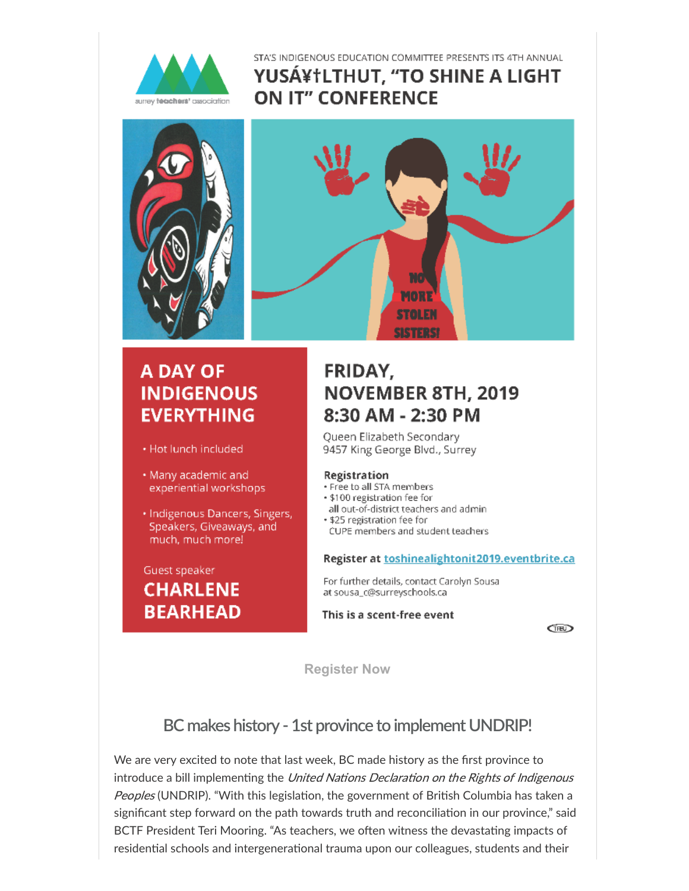STA'S INDIGENOUS EDUCATION COMMITTEE PRESENTS ITS 4TH ANNUAL

# YUSÁ¥†LTHUT, "TO SHINE A LIGHT ON IT" CONFERENCE

## A DAY OF INDIGENOUS EVERYTHING

- Hot lunch included
- Many academic and experiential workshops
- Indigenous Dancers, Singers, Speakers, Giveaways, and much, much more!

Guest speaker

**CHARLENE BEARHEAD**

## FRIDAY, NOVEMBER 8TH, 2019 8:30 AM - 2:30 PM

Queen Elizabeth Secondary
9457 King George Blvd., Surrey

**Registration**

- Free to all STA members
- $100 registration fee for all out-of-district teachers and admin
- $25 registration fee for CUPE members and student teachers

**Register at** toshinealightonit2019.eventbrite.ca

For further details, contact Carolyn Sousa at sousa_c@surreyschools.ca

**This is a scent-free event**

Register Now

## BC makes history - 1st province to implement UNDRIP!

We are very excited to note that last week, BC made history as the first province to introduce a bill implementing the *United Nations Declaration on the Rights of Indigenous Peoples* (UNDRIP). "With this legislation, the government of British Columbia has taken a significant step forward on the path towards truth and reconciliation in our province," said BCTF President Teri Mooring. "As teachers, we often witness the devastating impacts of residential schools and intergenerational trauma upon our colleagues, students and their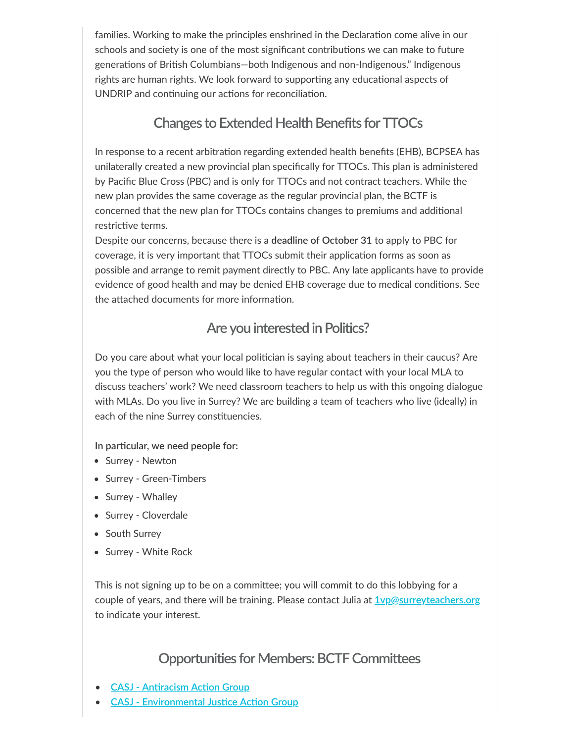families. Working to make the principles enshrined in the Declaration come alive in our schools and society is one of the most significant contributions we can make to future generations of British Columbians—both Indigenous and non-Indigenous." Indigenous rights are human rights. We look forward to supporting any educational aspects of UNDRIP and continuing our actions for reconciliation.

## Changes to Extended Health Benefits for TTOCs

In response to a recent arbitration regarding extended health benefits (EHB), BCPSEA has unilaterally created a new provincial plan specifically for TTOCs. This plan is administered by Pacific Blue Cross (PBC) and is only for TTOCs and not contract teachers. While the new plan provides the same coverage as the regular provincial plan, the BCTF is concerned that the new plan for TTOCs contains changes to premiums and additional restrictive terms.

Despite our concerns, because there is a **deadline of October 31** to apply to PBC for coverage, it is very important that TTOCs submit their application forms as soon as possible and arrange to remit payment directly to PBC. Any late applicants have to provide evidence of good health and may be denied EHB coverage due to medical conditions. See the attached documents for more information.

## Are you interested in Politics?

Do you care about what your local politician is saying about teachers in their caucus? Are you the type of person who would like to have regular contact with your local MLA to discuss teachers' work? We need classroom teachers to help us with this ongoing dialogue with MLAs. Do you live in Surrey? We are building a team of teachers who live (ideally) in each of the nine Surrey constituencies.

**In particular, we need people for:**

- Surrey - Newton
- Surrey - Green-Timbers
- Surrey - Whalley
- Surrey - Cloverdale
- South Surrey
- Surrey - White Rock

This is not signing up to be on a committee; you will commit to do this lobbying for a couple of years, and there will be training. Please contact Julia at [1vp@surreyteachers.org](mailto:1vp@surreyteachers.org) to indicate your interest.

## Opportunities for Members: BCTF Committees

- [CASJ - Antiracism Action Group]()
- [CASJ - Environmental Justice Action Group]()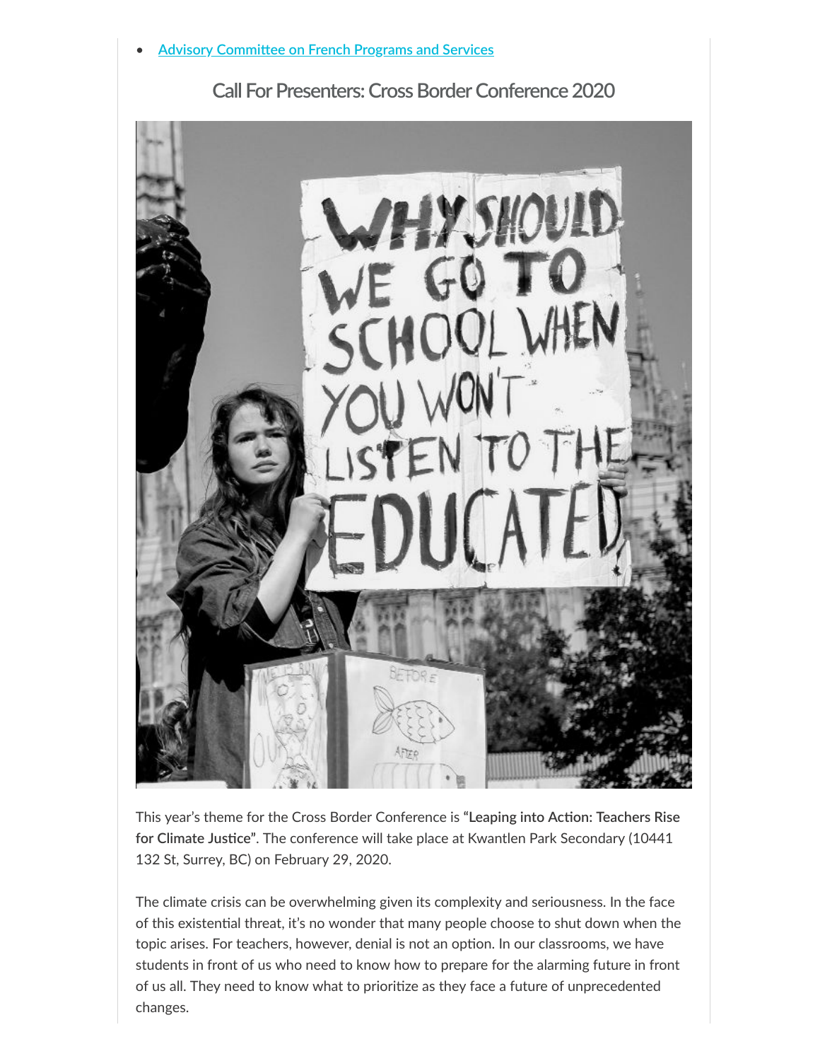- Advisory Committee on French Programs and Services

## Call For Presenters: Cross Border Conference 2020

This year's theme for the Cross Border Conference is **"Leaping into Action: Teachers Rise for Climate Justice"**. The conference will take place at Kwantlen Park Secondary (10441 132 St, Surrey, BC) on February 29, 2020.

The climate crisis can be overwhelming given its complexity and seriousness. In the face of this existential threat, it's no wonder that many people choose to shut down when the topic arises. For teachers, however, denial is not an option. In our classrooms, we have students in front of us who need to know how to prepare for the alarming future in front of us all. They need to know what to prioritize as they face a future of unprecedented changes.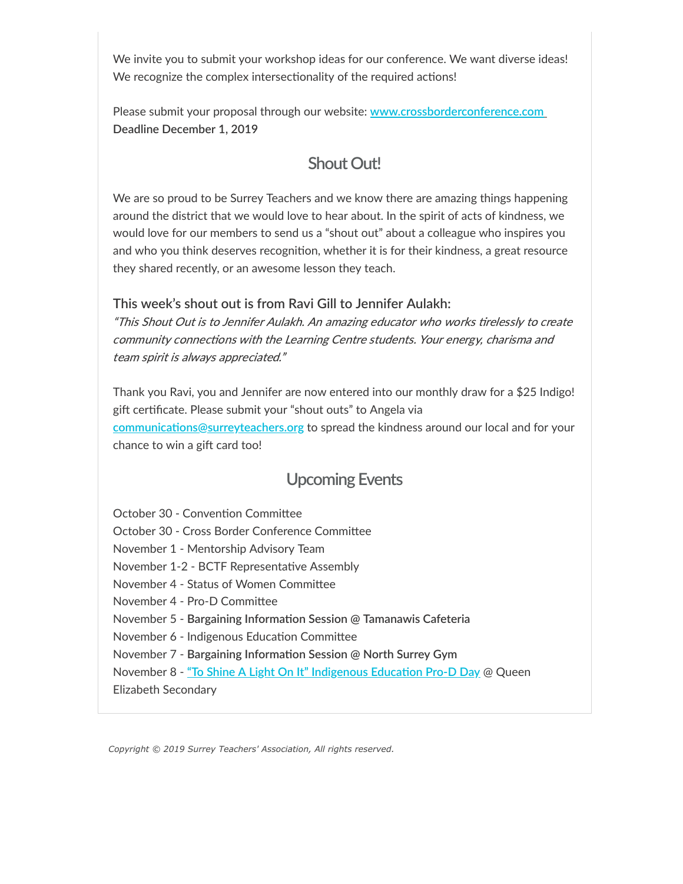We invite you to submit your workshop ideas for our conference. We want diverse ideas! We recognize the complex intersectionality of the required actions!

Please submit your proposal through our website: [www.crossborderconference.com](http://www.crossborderconference.com)
**Deadline December 1, 2019**

## Shout Out!

We are so proud to be Surrey Teachers and we know there are amazing things happening around the district that we would love to hear about. In the spirit of acts of kindness, we would love for our members to send us a "shout out" about a colleague who inspires you and who you think deserves recognition, whether it is for their kindness, a great resource they shared recently, or an awesome lesson they teach.

### This week's shout out is from Ravi Gill to Jennifer Aulakh:

*"This Shout Out is to Jennifer Aulakh. An amazing educator who works tirelessly to create community connections with the Learning Centre students. Your energy, charisma and team spirit is always appreciated."*

Thank you Ravi, you and Jennifer are now entered into our monthly draw for a $25 Indigo! gift certificate. Please submit your "shout outs" to Angela via [communications@surreyteachers.org](mailto:communications@surreyteachers.org) to spread the kindness around our local and for your chance to win a gift card too!

## Upcoming Events

October 30 - Convention Committee
October 30 - Cross Border Conference Committee
November 1 - Mentorship Advisory Team
November 1-2 - BCTF Representative Assembly
November 4 - Status of Women Committee
November 4 - Pro-D Committee
November 5 - **Bargaining Information Session @ Tamanawis Cafeteria**
November 6 - Indigenous Education Committee
November 7 - **Bargaining Information Session @ North Surrey Gym**
November 8 - "To Shine A Light On It" Indigenous Education Pro-D Day @ Queen Elizabeth Secondary

*Copyright © 2019 Surrey Teachers' Association, All rights reserved.*